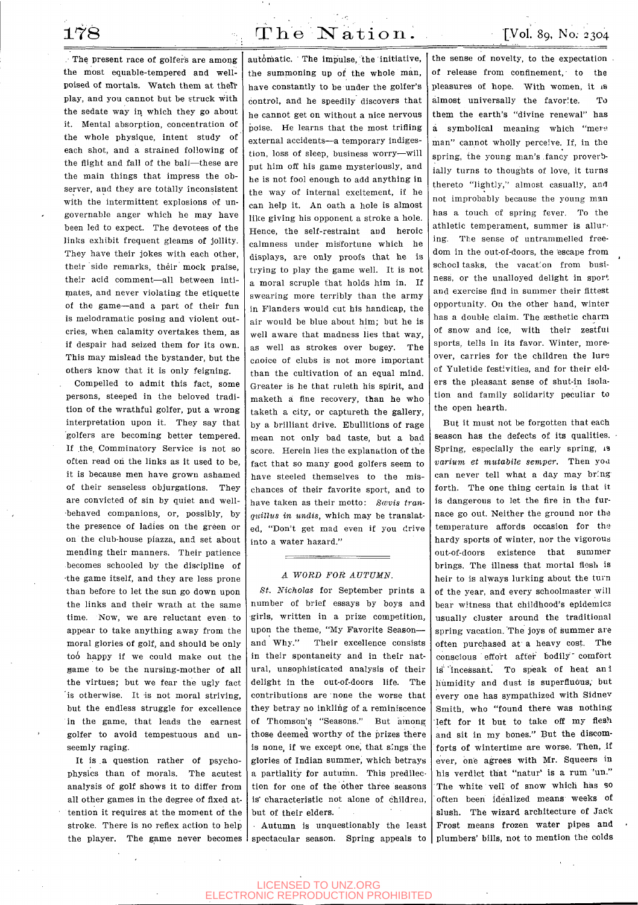The present race of golfers are among the most equable-tempered and well-poised of mortals. Watch them at their play, and you cannot but be struck with the sedate way in which they go about it. Mental absorption, concentration of the whole physique, intent study of each shot, and a strained following of the flight and fall of the ball—these are the main things that impress the observer, and they are totally inconsistent with the intermittent explosions of ungovernable anger which he may have been led to expect. The devotees of the links exhibit frequent gleams of jollity. They have their jokes with each other, their side remarks, their mock praise, their acid comment—all between intimates, and never violating the etiquette of the game—and a part of their fun is melodramatic posing and violent outcries, when calamity overtakes them, as if despair had seized them for its own. This may mislead the bystander, but the others know that it is only feigning.

Compelled to admit this fact, some persons, steeped in the beloved tradition of the wrathful golfer, put a wrong interpretation upon it. They say that golfers are becoming better tempered. If the Comminatory Service is not so often read on the links as it used to be, it is because men have grown ashamed of their senseless objurgations. They are convicted of sin by quiet and well-behaved companions, or, possibly, by the presence of ladies on the green or on the club-house piazza, and set about mending their manners. Their patience becomes schooled by the discipline of the game itself, and they are less prone than before to let the sun go down upon the links and their wrath at the same time. Now, we are reluctant even to appear to take anything away from the moral glories of golf, and should be only too happy if we could make out the game to be the nursing-mother of all the virtues; but we fear the ugly fact is otherwise. It is not moral striving, but the endless struggle for excellence in the game, that leads the earnest golfer to avoid tempestuous and unseemly raging.

It is a question rather of psychophysics than of morals. The acutest analysis of golf shows it to differ from all other games in the degree of fixed attention it requires at the moment of the stroke. There is no reflex action to help the player. The game never becomes automatic. The impulse, the initiative, the summoning up of the whole man, have constantly to be under the golfer's control, and he speedily discovers that he cannot get on without a nice nervous poise. He learns that the most trifling external accidents—a temporary indigestion, loss of sleep, business worry—will put him off his game mysteriously, and he is not fool enough to add anything in the way of internal excitement, if he can help it. An oath a hole is almost like giving his opponent a stroke a hole. Hence, the self-restraint and heroic calmness under misfortune which he displays, are only proofs that he is trying to play the game well. It is not a moral scruple that holds him in. If swearing more terribly than the army in Flanders would cut his handicap, the air would be blue about him; but he is well aware that madness lies that way, as well as strokes over bogey. The choice of clubs is not more important than the cultivation of an equal mind. Greater is he that ruleth his spirit, and maketh a fine recovery, than he who taketh a city, or captureth the gallery, by a brilliant drive. Ebullitions of rage mean not only bad taste, but a bad score. Herein lies the explanation of the fact that so many good golfers seem to have steeled themselves to the mischances of their favorite sport, and to have taken as their motto: *Sævis tranquillus in undis*, which may be translated, "Don't get mad even if you drive into a water hazard."

## *A WORD FOR AUTUMN.*

*St. Nicholas* for September prints a number of brief essays by boys and girls, written in a prize competition, upon the theme, "My Favorite Season—and Why." Their excellence consists in their spontaneity and in their natural, unsophisticated analysis of their delight in the out-of-doors life. The contributions are none the worse that they betray no inkling of a reminiscence of Thomson's "Seasons." But among those deemed worthy of the prizes there is none, if we except one, that sings the glories of Indian summer, which betrays a partiality for autumn. This predilection for one of the other three seasons is characteristic not alone of children, but of their elders.

Autumn is unquestionably the least spectacular season. Spring appeals to the sense of novelty, to the expectation of release from confinement, to the pleasures of hope. With women, it is almost universally the favorite. To them the earth's "divine renewal" has a symbolical meaning which "mere man" cannot wholly perceive. If, in the spring, the young man's fancy proverbially turns to thoughts of love, it turns thereto "lightly," almost casually, and not improbably because the young man has a touch of spring fever. To the athletic temperament, summer is alluring. The sense of untrammelled freedom in the out-of-doors, the escape from school tasks, the vacation from business, or the unalloyed delight in sport and exercise find in summer their fittest opportunity. On the other hand, winter has a double claim. The æsthetic charm of snow and ice, with their zestful sports, tells in its favor. Winter, moreover, carries for the children the lure of Yuletide festivities, and for their elders the pleasant sense of shut-in isolation and family solidarity peculiar to the open hearth.

But it must not be forgotten that each season has the defects of its qualities. Spring, especially the early spring, is *varium et mutabile semper*. Then you can never tell what a day may bring forth. The one thing certain is that it is dangerous to let the fire in the furnace go out. Neither the ground nor the temperature affords occasion for the hardy sports of winter, nor the vigorous out-of-doors existence that summer brings. The illness that mortal flesh is heir to is always lurking about the turn of the year, and every schoolmaster will bear witness that childhood's epidemics usually cluster around the traditional spring vacation. The joys of summer are often purchased at a heavy cost. The conscious effort after bodily comfort is incessant. To speak of heat and humidity and dust is superfluous, but every one has sympathized with Sidney Smith, who "found there was nothing left for it but to take off my flesh and sit in my bones." But the discomforts of wintertime are worse. Then, if ever, one agrees with Mr. Squeers in his verdict that "natur' is a rum 'un." The white veil of snow which has so often been idealized means weeks of slush. The wizard architecture of Jack Frost means frozen water pipes and plumbers' bills, not to mention the colds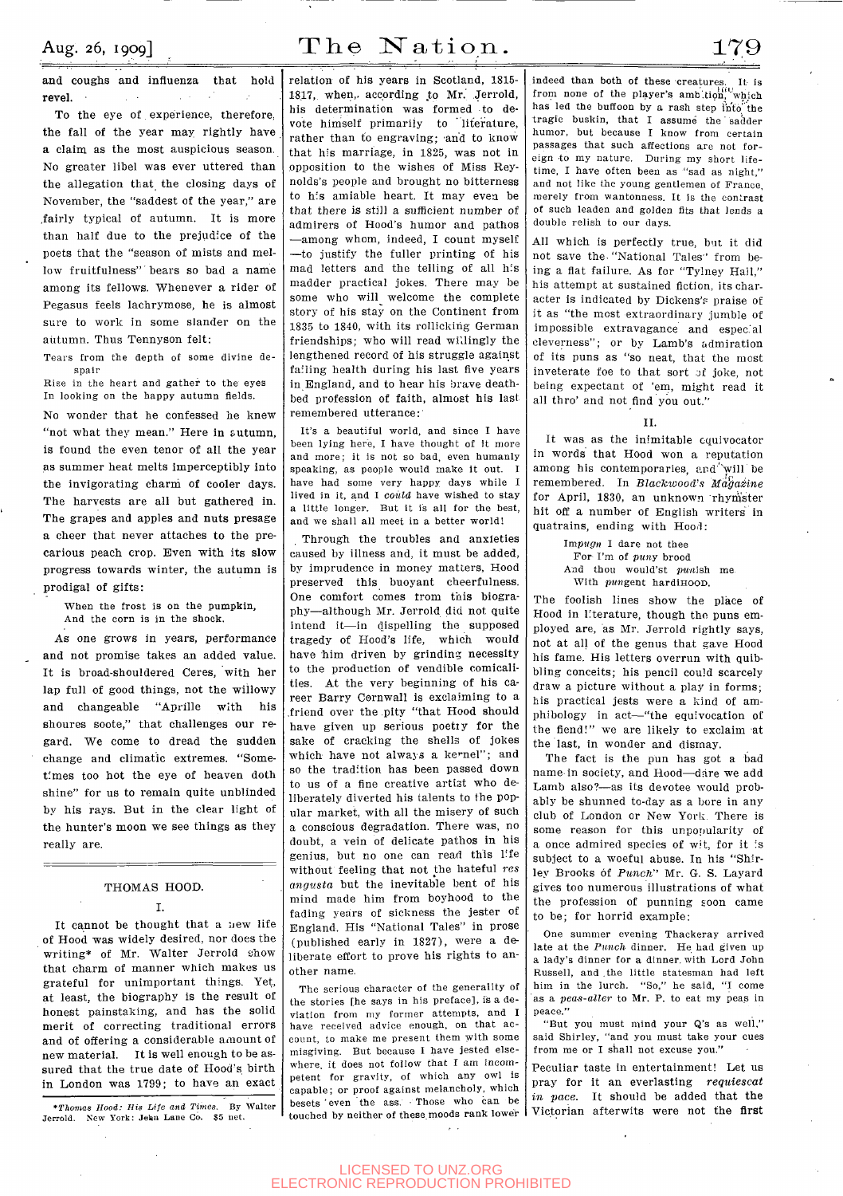and coughs and influenza that hold revel.

To the eye of experience, therefore, the fall of the year may rightly have a claim as the most auspicious season. No greater libel was ever uttered than the allegation that the closing days of November, the "saddest of the year," are fairly typical of autumn. It is more than half due to the prejudice of the poets that the "season of mists and mellow fruitfulness" bears so bad a name among its fellows. Whenever a rider of Pegasus feels lachrymose, he is almost sure to work in some slander on the autumn. Thus Tennyson felt:

> Tears from the depth of some divine despair
> Rise in the heart and gather to the eyes
> In looking on the happy autumn fields.

No wonder that he confessed he knew "not what they mean." Here in autumn, is found the even tenor of all the year as summer heat melts imperceptibly into the invigorating charm of cooler days. The harvests are all but gathered in. The grapes and apples and nuts presage a cheer that never attaches to the precarious peach crop. Even with its slow progress towards winter, the autumn is prodigal of gifts:

> When the frost is on the pumpkin,
> And the corn is in the shock.

As one grows in years, performance and not promise takes an added value. It is broad-shouldered Ceres, with her lap full of good things, not the willowy and changeable "Aprille with his shoures soote," that challenges our regard. We come to dread the sudden change and climatic extremes. "Sometimes too hot the eye of heaven doth shine" for us to remain quite unblinded by his rays. But in the clear light of the hunter's moon we see things as they really are.

## THOMAS HOOD.

### I.

It cannot be thought that a new life of Hood was widely desired, nor does the writing* of Mr. Walter Jerrold show that charm of manner which makes us grateful for unimportant things. Yet, at least, the biography is the result of honest painstaking, and has the solid merit of correcting traditional errors and of offering a considerable amount of new material. It is well enough to be assured that the true date of Hood's birth in London was 1799; to have an exact relation of his years in Scotland, 1815-1817, when, according to Mr. Jerrold, his determination was formed to devote himself primarily to literature, rather than to engraving; and to know that his marriage, in 1825, was not in opposition to the wishes of Miss Reynolds's people and brought no bitterness to his amiable heart. It may even be that there is still a sufficient number of admirers of Hood's humor and pathos—among whom, indeed, I count myself—to justify the fuller printing of his mad letters and the telling of all his madder practical jokes. There may be some who will welcome the complete story of his stay on the Continent from 1835 to 1840, with its rollicking German friendships; who will read willingly the lengthened record of his struggle against failing health during his last five years in England, and to hear his brave deathbed profession of faith, almost his last remembered utterance:

> It's a beautiful world, and since I have been lying here, I have thought of it more and more; it is not so bad, even humanly speaking, as people would make it out. I have had some very happy days while I lived in it, and I *could* have wished to stay a little longer. But it is all for the best, and we shall all meet in a better world!

Through the troubles and anxieties caused by illness and, it must be added, by imprudence in money matters, Hood preserved this buoyant cheerfulness. One comfort comes from this biography—although Mr. Jerrold did not quite intend it—in dispelling the supposed tragedy of Hood's life, which would have him driven by grinding necessity to the production of vendible comicalities. At the very beginning of his career Barry Cornwall is exclaiming to a friend over the pity "that Hood should have given up serious poetry for the sake of cracking the shells of jokes which have not always a kernel"; and so the tradition has been passed down to us of a fine creative artist who deliberately diverted his talents to the popular market, with all the misery of such a conscious degradation. There was, no doubt, a vein of delicate pathos in his genius, but no one can read this life without feeling that not the hateful *res angusta* but the inevitable bent of his mind made him from boyhood to the fading years of sickness the jester of England. His "National Tales" in prose (published early in 1827), were a deliberate effort to prove his rights to another name.

> The serious character of the generality of the stories [he says in his preface], is a deviation from my former attempts, and I have received advice enough, on that account, to make me present them with some misgiving. But because I have jested elsewhere, it does not follow that I am incompetent for gravity, of which any owl is capable; or proof against melancholy, which besets even the ass. Those who can be touched by neither of these moods rank lower indeed than both of these creatures. It is from none of the player's ambition, which has led the buffoon by a rash step into the tragic buskin, that I assume the sadder humor, but because I know from certain passages that such affections are not foreign to my nature. During my short lifetime, I have often been as "sad as night," and not like the young gentlemen of France, merely from wantonness. It is the contrast of such leaden and golden fits that lends a double relish to our days.

All which is perfectly true, but it did not save the "National Tales" from being a flat failure. As for "Tylney Hall," his attempt at sustained fiction, its character is indicated by Dickens's praise of it as "the most extraordinary jumble of impossible extravagance and especial cleverness"; or by Lamb's admiration of its puns as "so neat, that the most inveterate foe to that sort of joke, not being expectant of 'em, might read it all thro' and not find you out."

### II.

It was as the inimitable equivocator in words that Hood won a reputation among his contemporaries, and will be remembered. In *Blackwood's Magazine* for April, 1830, an unknown rhymster hit off a number of English writers in quatrains, ending with Hood:

> Im*pugn* I dare not thee
> For I'm of *puny* brood
> And thou would'st *pun*ish me
> With *pungent* hardiHOOD.

The foolish lines show the place of Hood in literature, though the puns employed are, as Mr. Jerrold rightly says, not at all of the genus that gave Hood his fame. His letters overrun with quibbling conceits; his pencil could scarcely draw a picture without a play in forms; his practical jests were a kind of amphibology in act—"the equivocation of the fiend!" we are likely to exclaim at the last, in wonder and dismay.

The fact is the pun has got a bad name in society, and Hood—dare we add Lamb also?—as its devotee would probably be shunned to-day as a bore in any club of London or New York. There is some reason for this unpopularity of a once admired species of wit, for it is subject to a woeful abuse. In his "Shirley Brooks of *Punch*" Mr. G. S. Layard gives too numerous illustrations of what the profession of punning soon came to be; for horrid example:

> One summer evening Thackeray arrived late at the *Punch* dinner. He had given up a lady's dinner for a dinner with Lord John Russell, and the little statesman had left him in the lurch. "So," he said, "I come as a *peas-aller* to Mr. P. to eat my peas in peace."
>
> "But you must mind your Q's as well," said Shirley, "and you must take your cues from me or I shall not excuse you."

Peculiar taste in entertainment! Let us pray for it an everlasting *requiescat in pace*. It should be added that the Victorian afterwits were not the first

*\*Thomas Hood: His Life and Times.* By Walter Jerrold. New York: John Lane Co. $5 net.